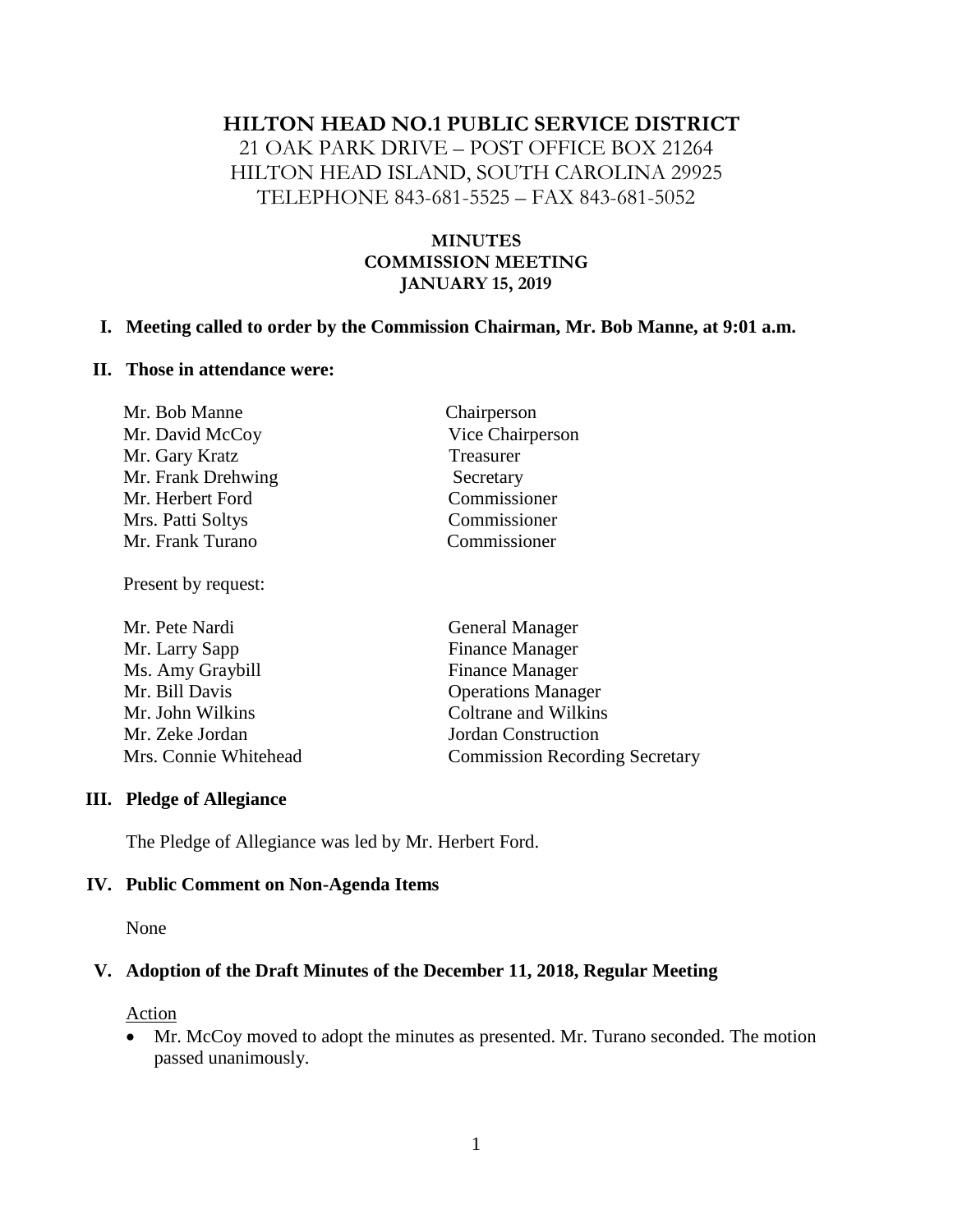# HILTON HEAD NO.1 PUBLIC SERVICE DISTRICT

21 OAK PARK DRIVE – POST OFFICE BOX 21264
HILTON HEAD ISLAND, SOUTH CAROLINA 29925
TELEPHONE 843-681-5525 – FAX 843-681-5052

## MINUTES
## COMMISSION MEETING
## JANUARY 15, 2019

**I. Meeting called to order by the Commission Chairman, Mr. Bob Manne, at 9:01 a.m.**

**II. Those in attendance were:**

| | |
|---|---|
| Mr. Bob Manne | Chairperson |
| Mr. David McCoy | Vice Chairperson |
| Mr. Gary Kratz | Treasurer |
| Mr. Frank Drehwing | Secretary |
| Mr. Herbert Ford | Commissioner |
| Mrs. Patti Soltys | Commissioner |
| Mr. Frank Turano | Commissioner |

Present by request:

| | |
|---|---|
| Mr. Pete Nardi | General Manager |
| Mr. Larry Sapp | Finance Manager |
| Ms. Amy Graybill | Finance Manager |
| Mr. Bill Davis | Operations Manager |
| Mr. John Wilkins | Coltrane and Wilkins |
| Mr. Zeke Jordan | Jordan Construction |
| Mrs. Connie Whitehead | Commission Recording Secretary |

**III. Pledge of Allegiance**

The Pledge of Allegiance was led by Mr. Herbert Ford.

**IV. Public Comment on Non-Agenda Items**

None

**V. Adoption of the Draft Minutes of the December 11, 2018, Regular Meeting**

Action

- Mr. McCoy moved to adopt the minutes as presented. Mr. Turano seconded. The motion passed unanimously.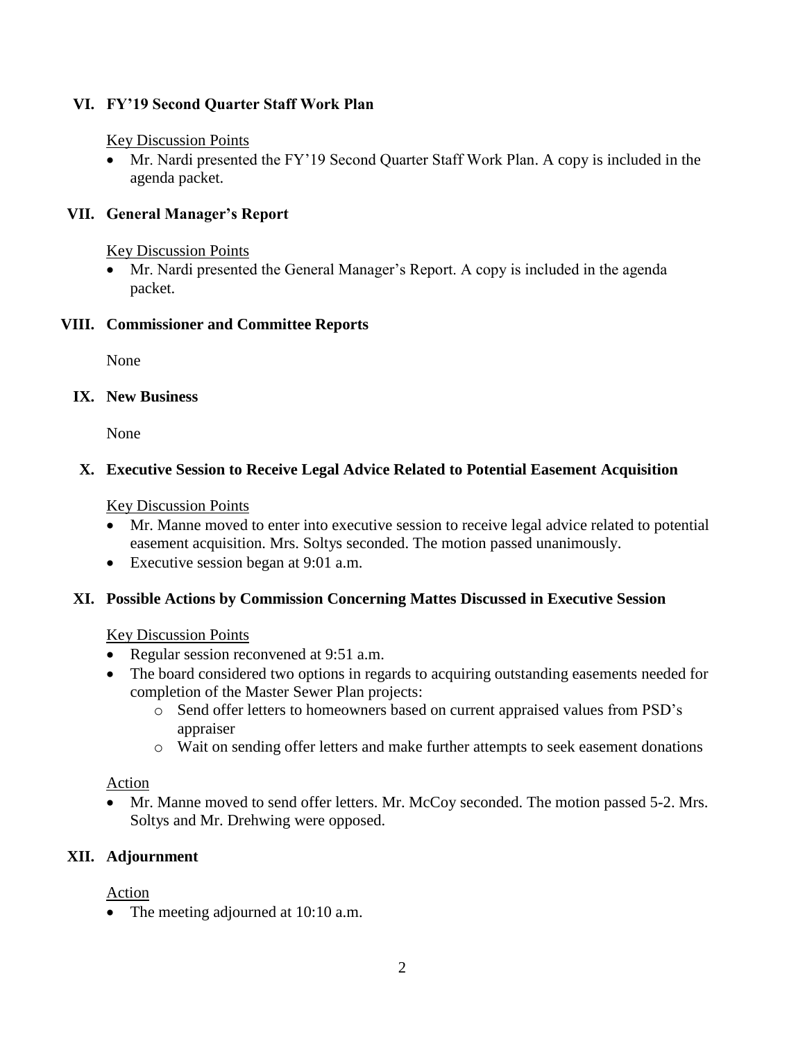## VI. FY'19 Second Quarter Staff Work Plan

Key Discussion Points

- Mr. Nardi presented the FY'19 Second Quarter Staff Work Plan. A copy is included in the agenda packet.

## VII. General Manager's Report

Key Discussion Points

- Mr. Nardi presented the General Manager's Report. A copy is included in the agenda packet.

## VIII. Commissioner and Committee Reports

None

## IX. New Business

None

## X. Executive Session to Receive Legal Advice Related to Potential Easement Acquisition

Key Discussion Points

- Mr. Manne moved to enter into executive session to receive legal advice related to potential easement acquisition. Mrs. Soltys seconded. The motion passed unanimously.
- Executive session began at 9:01 a.m.

## XI. Possible Actions by Commission Concerning Mattes Discussed in Executive Session

Key Discussion Points

- Regular session reconvened at 9:51 a.m.
- The board considered two options in regards to acquiring outstanding easements needed for completion of the Master Sewer Plan projects:
  - Send offer letters to homeowners based on current appraised values from PSD's appraiser
  - Wait on sending offer letters and make further attempts to seek easement donations

Action

- Mr. Manne moved to send offer letters. Mr. McCoy seconded. The motion passed 5-2. Mrs. Soltys and Mr. Drehwing were opposed.

## XII. Adjournment

Action

- The meeting adjourned at 10:10 a.m.